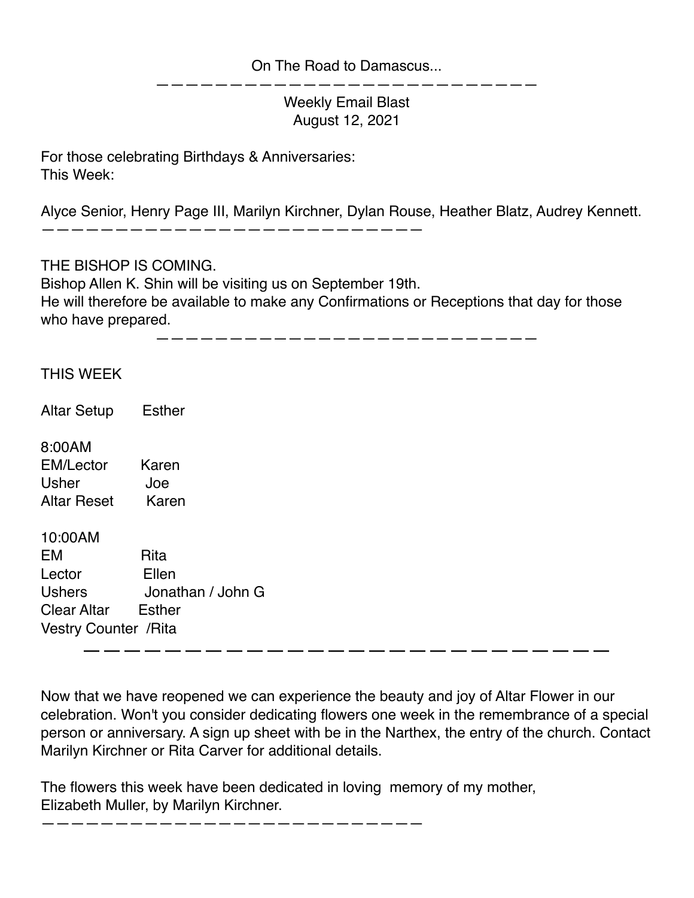On The Road to Damascus...

---

Weekly Email Blast
August 12, 2021

For those celebrating Birthdays & Anniversaries:
This Week:

Alyce Senior, Henry Page III, Marilyn Kirchner, Dylan Rouse, Heather Blatz, Audrey Kennett.

---

THE BISHOP IS COMING.
Bishop Allen K. Shin will be visiting us on September 19th.
He will therefore be available to make any Confirmations or Receptions that day for those who have prepared.

---

THIS WEEK

Altar Setup Esther

8:00AM
EM/Lector Karen
Usher Joe
Altar Reset Karen

10:00AM
EM Rita
Lector Ellen
Ushers Jonathan / John G
Clear Altar Esther
Vestry Counter /Rita

---

Now that we have reopened we can experience the beauty and joy of Altar Flower in our celebration. Won't you consider dedicating flowers one week in the remembrance of a special person or anniversary. A sign up sheet with be in the Narthex, the entry of the church. Contact Marilyn Kirchner or Rita Carver for additional details.

The flowers this week have been dedicated in loving memory of my mother, Elizabeth Muller, by Marilyn Kirchner.

---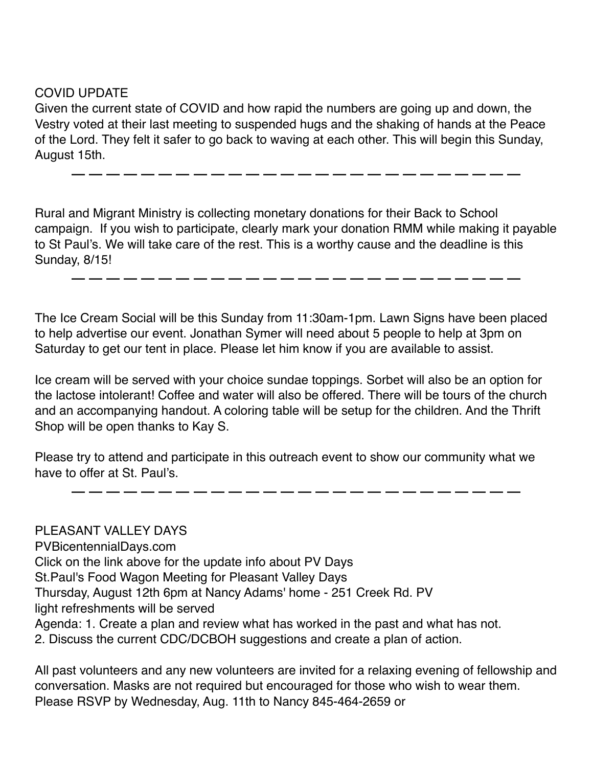COVID UPDATE

Given the current state of COVID and how rapid the numbers are going up and down, the Vestry voted at their last meeting to suspended hugs and the shaking of hands at the Peace of the Lord. They felt it safer to go back to waving at each other. This will begin this Sunday, August 15th.

— — — — — — — — — — — — — — — — — — — — — — — — — — —

Rural and Migrant Ministry is collecting monetary donations for their Back to School campaign. If you wish to participate, clearly mark your donation RMM while making it payable to St Paul's. We will take care of the rest. This is a worthy cause and the deadline is this Sunday, 8/15!

— — — — — — — — — — — — — — — — — — — — — — — — — — —

The Ice Cream Social will be this Sunday from 11:30am-1pm. Lawn Signs have been placed to help advertise our event. Jonathan Symer will need about 5 people to help at 3pm on Saturday to get our tent in place. Please let him know if you are available to assist.

Ice cream will be served with your choice sundae toppings. Sorbet will also be an option for the lactose intolerant! Coffee and water will also be offered. There will be tours of the church and an accompanying handout. A coloring table will be setup for the children. And the Thrift Shop will be open thanks to Kay S.

Please try to attend and participate in this outreach event to show our community what we have to offer at St. Paul's.

— — — — — — — — — — — — — — — — — — — — — — — — — — —

PLEASANT VALLEY DAYS
PVBicentennialDays.com
Click on the link above for the update info about PV Days
St.Paul's Food Wagon Meeting for Pleasant Valley Days
Thursday, August 12th 6pm at Nancy Adams' home - 251 Creek Rd. PV
light refreshments will be served
Agenda: 1. Create a plan and review what has worked in the past and what has not.
2. Discuss the current CDC/DCBOH suggestions and create a plan of action.

All past volunteers and any new volunteers are invited for a relaxing evening of fellowship and conversation. Masks are not required but encouraged for those who wish to wear them. Please RSVP by Wednesday, Aug. 11th to Nancy 845-464-2659 or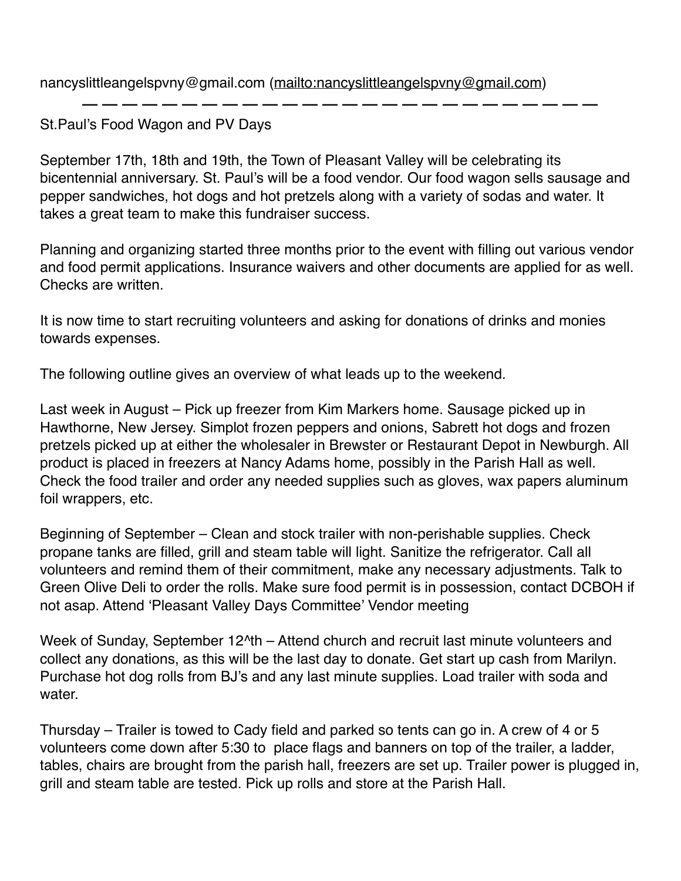nancyslittleangelspvny@gmail.com (mailto:nancyslittleangelspvny@gmail.com)

— — — — — — — — — — — — — — — — — — — — — — — — — — — — —

St.Paul's Food Wagon and PV Days

September 17th, 18th and 19th, the Town of Pleasant Valley will be celebrating its bicentennial anniversary. St. Paul's will be a food vendor. Our food wagon sells sausage and pepper sandwiches, hot dogs and hot pretzels along with a variety of sodas and water. It takes a great team to make this fundraiser success.

Planning and organizing started three months prior to the event with filling out various vendor and food permit applications. Insurance waivers and other documents are applied for as well. Checks are written.

It is now time to start recruiting volunteers and asking for donations of drinks and monies towards expenses.

The following outline gives an overview of what leads up to the weekend.

Last week in August – Pick up freezer from Kim Markers home. Sausage picked up in Hawthorne, New Jersey. Simplot frozen peppers and onions, Sabrett hot dogs and frozen pretzels picked up at either the wholesaler in Brewster or Restaurant Depot in Newburgh. All product is placed in freezers at Nancy Adams home, possibly in the Parish Hall as well. Check the food trailer and order any needed supplies such as gloves, wax papers aluminum foil wrappers, etc.

Beginning of September – Clean and stock trailer with non-perishable supplies. Check propane tanks are filled, grill and steam table will light. Sanitize the refrigerator. Call all volunteers and remind them of their commitment, make any necessary adjustments. Talk to Green Olive Deli to order the rolls. Make sure food permit is in possession, contact DCBOH if not asap. Attend 'Pleasant Valley Days Committee' Vendor meeting

Week of Sunday, September 12^th – Attend church and recruit last minute volunteers and collect any donations, as this will be the last day to donate. Get start up cash from Marilyn. Purchase hot dog rolls from BJ's and any last minute supplies. Load trailer with soda and water.

Thursday – Trailer is towed to Cady field and parked so tents can go in. A crew of 4 or 5 volunteers come down after 5:30 to place flags and banners on top of the trailer, a ladder, tables, chairs are brought from the parish hall, freezers are set up. Trailer power is plugged in, grill and steam table are tested. Pick up rolls and store at the Parish Hall.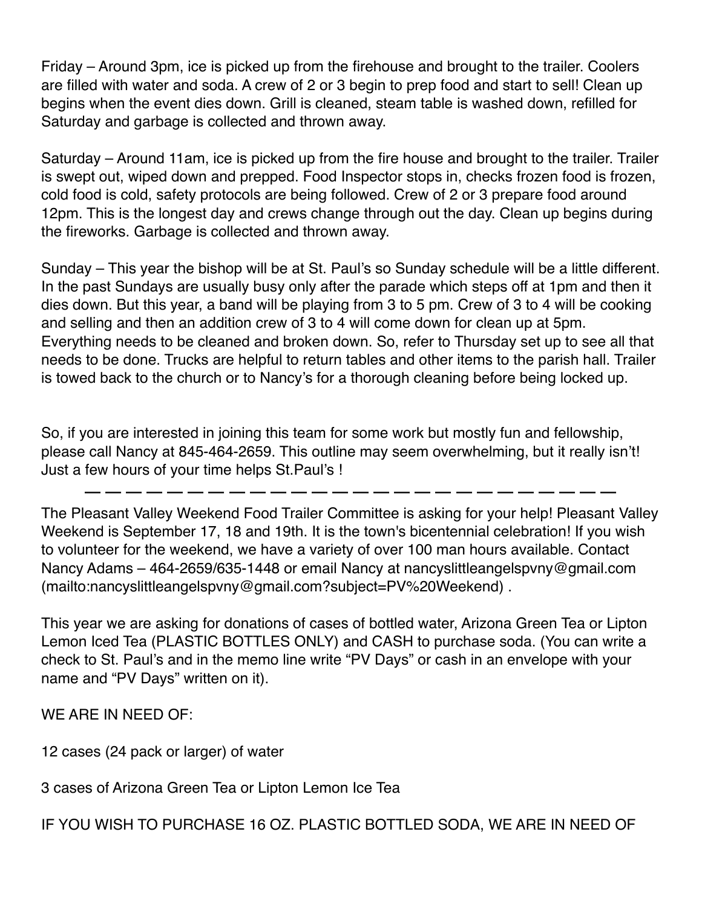Friday – Around 3pm, ice is picked up from the firehouse and brought to the trailer. Coolers are filled with water and soda. A crew of 2 or 3 begin to prep food and start to sell! Clean up begins when the event dies down. Grill is cleaned, steam table is washed down, refilled for Saturday and garbage is collected and thrown away.

Saturday – Around 11am, ice is picked up from the fire house and brought to the trailer. Trailer is swept out, wiped down and prepped. Food Inspector stops in, checks frozen food is frozen, cold food is cold, safety protocols are being followed. Crew of 2 or 3 prepare food around 12pm. This is the longest day and crews change through out the day. Clean up begins during the fireworks. Garbage is collected and thrown away.

Sunday – This year the bishop will be at St. Paul's so Sunday schedule will be a little different. In the past Sundays are usually busy only after the parade which steps off at 1pm and then it dies down. But this year, a band will be playing from 3 to 5 pm. Crew of 3 to 4 will be cooking and selling and then an addition crew of 3 to 4 will come down for clean up at 5pm. Everything needs to be cleaned and broken down. So, refer to Thursday set up to see all that needs to be done. Trucks are helpful to return tables and other items to the parish hall. Trailer is towed back to the church or to Nancy's for a thorough cleaning before being locked up.

So, if you are interested in joining this team for some work but mostly fun and fellowship, please call Nancy at 845-464-2659. This outline may seem overwhelming, but it really isn't! Just a few hours of your time helps St.Paul's !

— — — — — — — — — — — — — — — — — — — — — — — — — — —

The Pleasant Valley Weekend Food Trailer Committee is asking for your help! Pleasant Valley Weekend is September 17, 18 and 19th. It is the town's bicentennial celebration! If you wish to volunteer for the weekend, we have a variety of over 100 man hours available. Contact Nancy Adams – 464-2659/635-1448 or email Nancy at nancyslittleangelspvny@gmail.com (mailto:nancyslittleangelspvny@gmail.com?subject=PV%20Weekend) .

This year we are asking for donations of cases of bottled water, Arizona Green Tea or Lipton Lemon Iced Tea (PLASTIC BOTTLES ONLY) and CASH to purchase soda. (You can write a check to St. Paul's and in the memo line write "PV Days" or cash in an envelope with your name and "PV Days" written on it).

WE ARE IN NEED OF:

12 cases (24 pack or larger) of water

3 cases of Arizona Green Tea or Lipton Lemon Ice Tea

IF YOU WISH TO PURCHASE 16 OZ. PLASTIC BOTTLED SODA, WE ARE IN NEED OF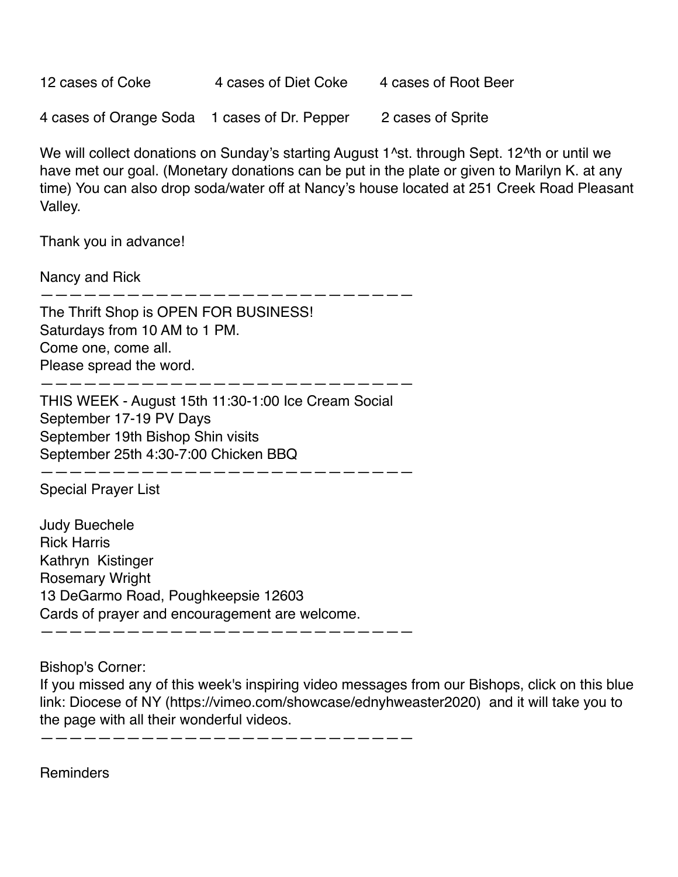| 12 cases of Coke | 4 cases of Diet Coke | 4 cases of Root Beer |
|---|---|---|
| 4 cases of Orange Soda | 1 cases of Dr. Pepper | 2 cases of Sprite |

We will collect donations on Sunday's starting August 1^st. through Sept. 12^th or until we have met our goal. (Monetary donations can be put in the plate or given to Marilyn K. at any time) You can also drop soda/water off at Nancy's house located at 251 Creek Road Pleasant Valley.

Thank you in advance!

Nancy and Rick

————————————————————————————

The Thrift Shop is OPEN FOR BUSINESS!
Saturdays from 10 AM to 1 PM.
Come one, come all.
Please spread the word.

————————————————————————————

THIS WEEK - August 15th 11:30-1:00 Ice Cream Social
September 17-19 PV Days
September 19th Bishop Shin visits
September 25th 4:30-7:00 Chicken BBQ

————————————————————————————

Special Prayer List

Judy Buechele
Rick Harris
Kathryn Kistinger
Rosemary Wright
13 DeGarmo Road, Poughkeepsie 12603
Cards of prayer and encouragement are welcome.

————————————————————————————

Bishop's Corner:
If you missed any of this week's inspiring video messages from our Bishops, click on this blue link: Diocese of NY (https://vimeo.com/showcase/ednyhweaster2020) and it will take you to the page with all their wonderful videos.

————————————————————————————

Reminders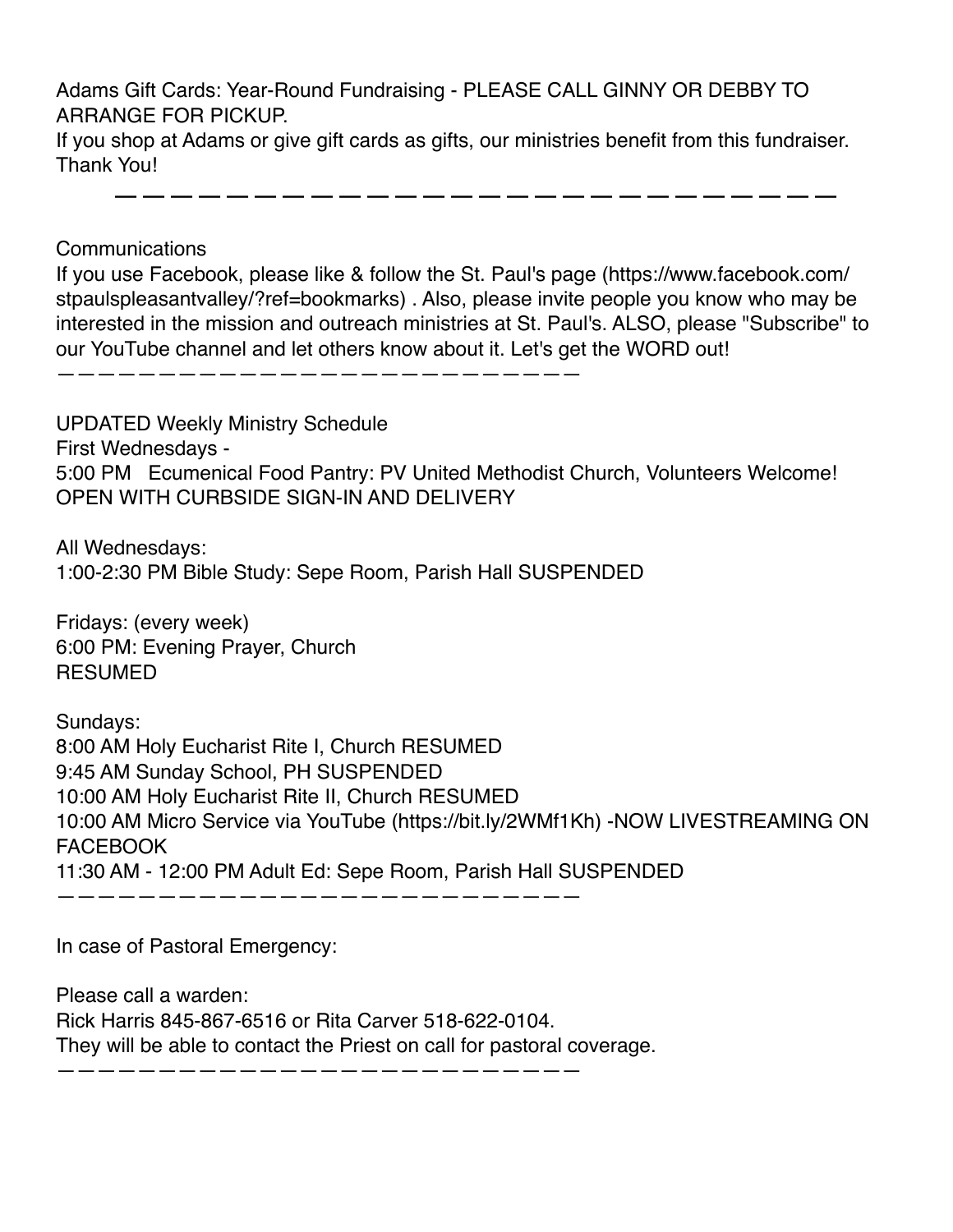Adams Gift Cards: Year-Round Fundraising - PLEASE CALL GINNY OR DEBBY TO ARRANGE FOR PICKUP.
If you shop at Adams or give gift cards as gifts, our ministries benefit from this fundraiser. Thank You!

---

Communications
If you use Facebook, please like & follow the St. Paul's page (https://www.facebook.com/stpaulspleasantvalley/?ref=bookmarks) . Also, please invite people you know who may be interested in the mission and outreach ministries at St. Paul's. ALSO, please "Subscribe" to our YouTube channel and let others know about it. Let's get the WORD out!

---

UPDATED Weekly Ministry Schedule
First Wednesdays -
5:00 PM Ecumenical Food Pantry: PV United Methodist Church, Volunteers Welcome!
OPEN WITH CURBSIDE SIGN-IN AND DELIVERY

All Wednesdays:
1:00-2:30 PM Bible Study: Sepe Room, Parish Hall SUSPENDED

Fridays: (every week)
6:00 PM: Evening Prayer, Church
RESUMED

Sundays:
8:00 AM Holy Eucharist Rite I, Church RESUMED
9:45 AM Sunday School, PH SUSPENDED
10:00 AM Holy Eucharist Rite II, Church RESUMED
10:00 AM Micro Service via YouTube (https://bit.ly/2WMf1Kh) -NOW LIVESTREAMING ON FACEBOOK
11:30 AM - 12:00 PM Adult Ed: Sepe Room, Parish Hall SUSPENDED

---

In case of Pastoral Emergency:

Please call a warden:
Rick Harris 845-867-6516 or Rita Carver 518-622-0104.
They will be able to contact the Priest on call for pastoral coverage.

---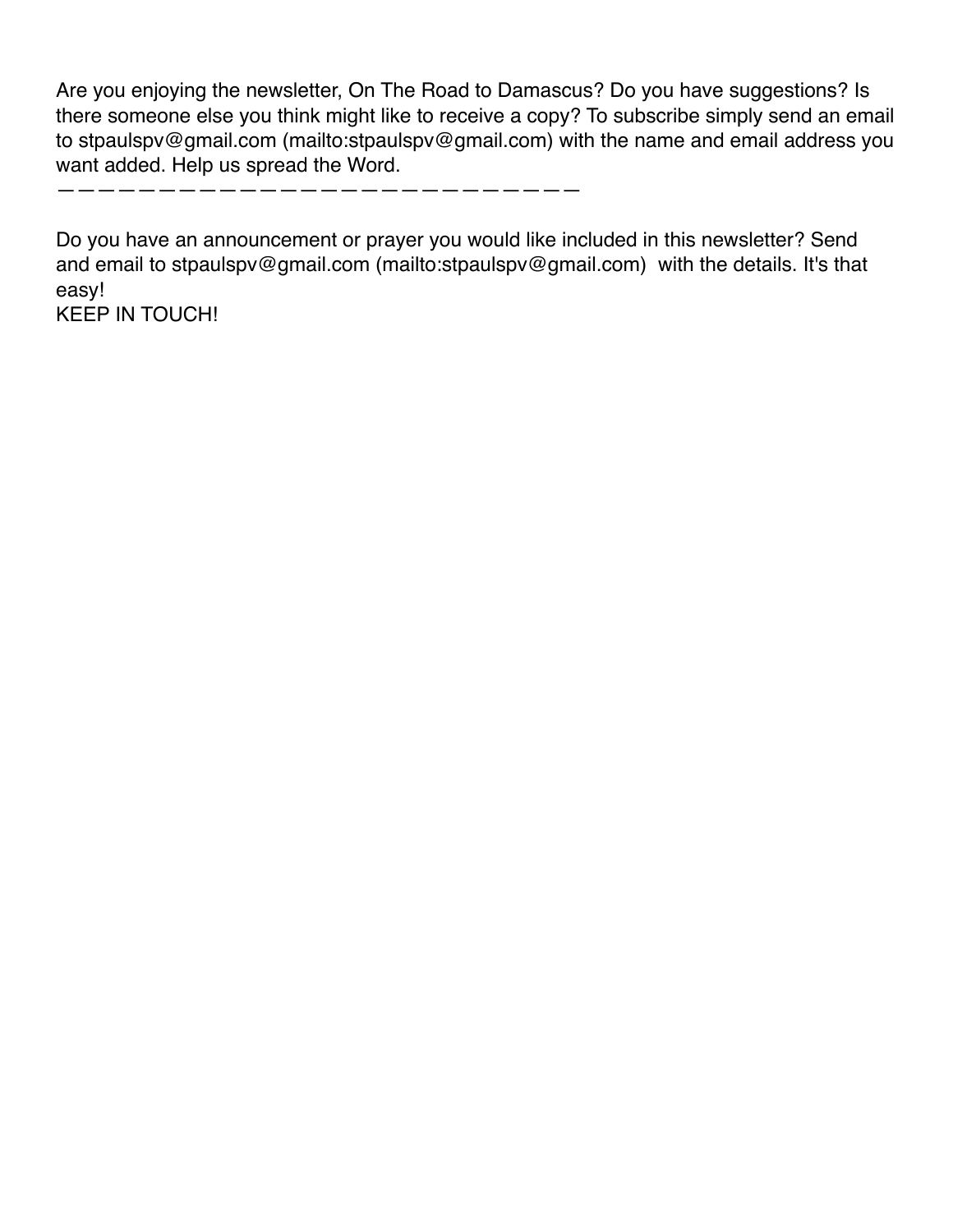Are you enjoying the newsletter, On The Road to Damascus? Do you have suggestions? Is there someone else you think might like to receive a copy? To subscribe simply send an email to stpaulspv@gmail.com (mailto:stpaulspv@gmail.com) with the name and email address you want added. Help us spread the Word.

————————————————————————————

Do you have an announcement or prayer you would like included in this newsletter? Send and email to stpaulspv@gmail.com (mailto:stpaulspv@gmail.com) with the details. It's that easy!

KEEP IN TOUCH!